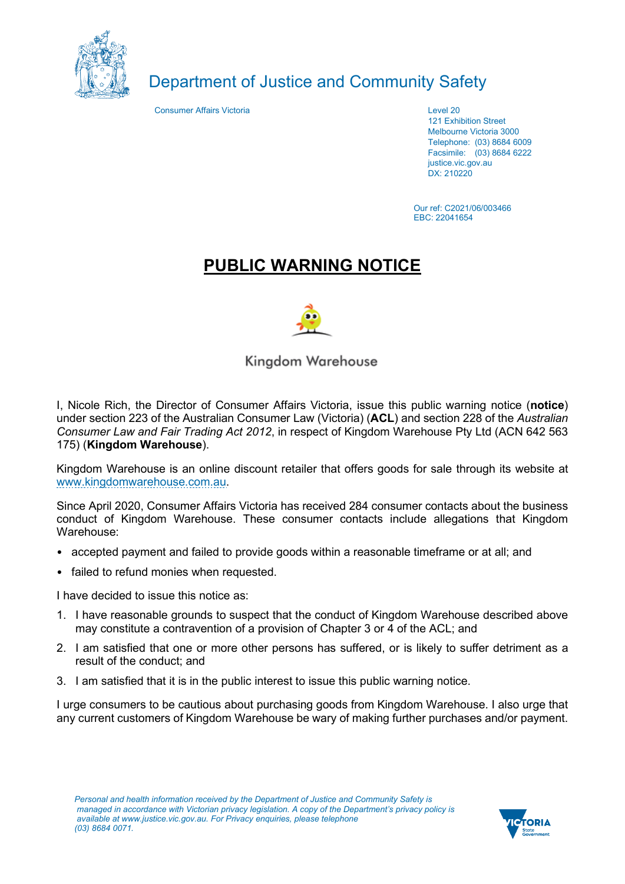Department of Justice and Community Safety

Consumer Affairs Victoria

Level 20
121 Exhibition Street
Melbourne Victoria 3000
Telephone: (03) 8684 6009
Facsimile: (03) 8684 6222
justice.vic.gov.au
DX: 210220

Our ref: C2021/06/003466
EBC: 22041654

# PUBLIC WARNING NOTICE

Kingdom Warehouse

I, Nicole Rich, the Director of Consumer Affairs Victoria, issue this public warning notice (**notice**) under section 223 of the Australian Consumer Law (Victoria) (**ACL**) and section 228 of the *Australian Consumer Law and Fair Trading Act 2012*, in respect of Kingdom Warehouse Pty Ltd (ACN 642 563 175) (**Kingdom Warehouse**).

Kingdom Warehouse is an online discount retailer that offers goods for sale through its website at www.kingdomwarehouse.com.au.

Since April 2020, Consumer Affairs Victoria has received 284 consumer contacts about the business conduct of Kingdom Warehouse. These consumer contacts include allegations that Kingdom Warehouse:

- accepted payment and failed to provide goods within a reasonable timeframe or at all; and
- failed to refund monies when requested.

I have decided to issue this notice as:

1. I have reasonable grounds to suspect that the conduct of Kingdom Warehouse described above may constitute a contravention of a provision of Chapter 3 or 4 of the ACL; and
2. I am satisfied that one or more other persons has suffered, or is likely to suffer detriment as a result of the conduct; and
3. I am satisfied that it is in the public interest to issue this public warning notice.

I urge consumers to be cautious about purchasing goods from Kingdom Warehouse. I also urge that any current customers of Kingdom Warehouse be wary of making further purchases and/or payment.

*Personal and health information received by the Department of Justice and Community Safety is managed in accordance with Victorian privacy legislation. A copy of the Department's privacy policy is available at www.justice.vic.gov.au. For Privacy enquiries, please telephone (03) 8684 0071.*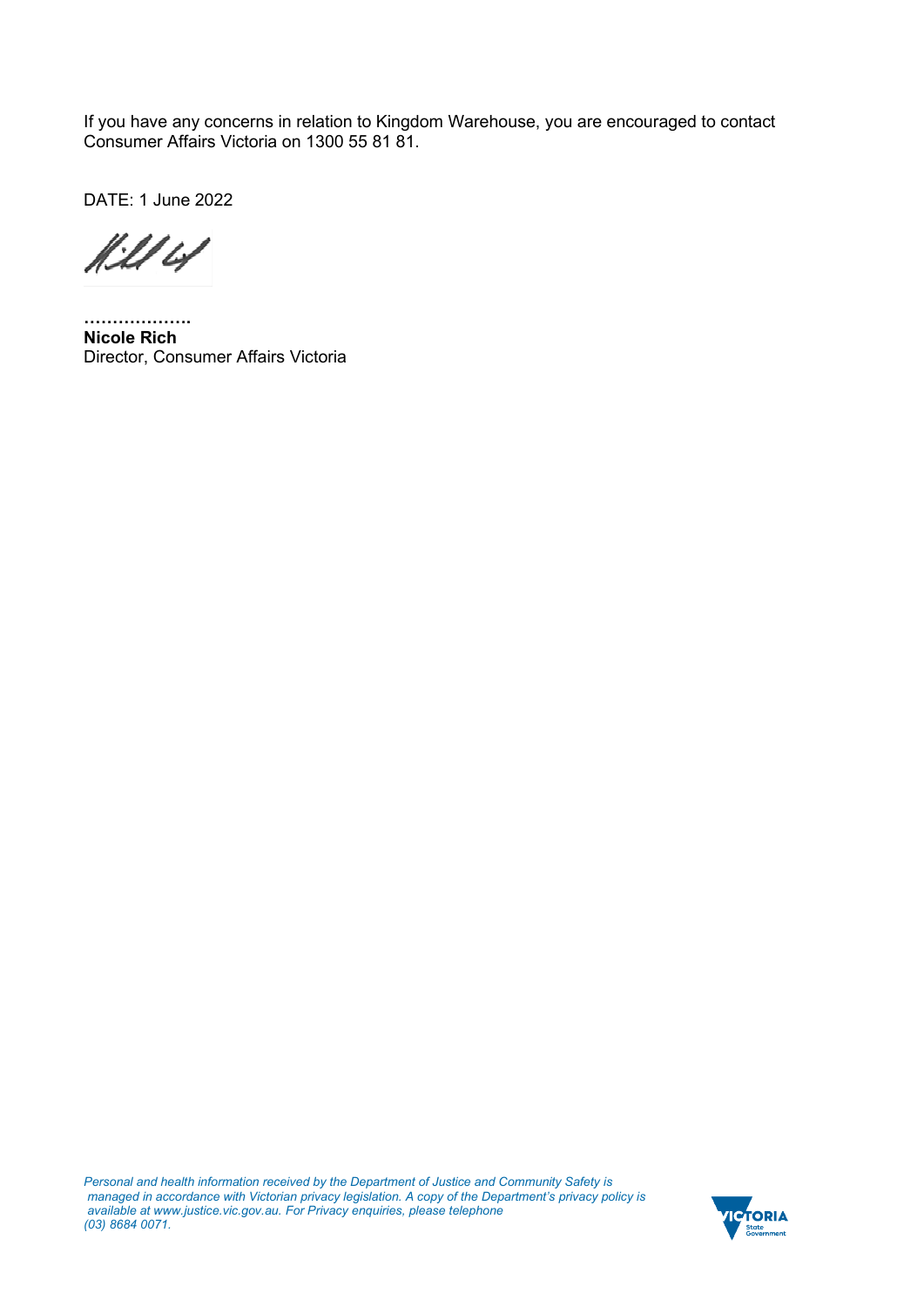If you have any concerns in relation to Kingdom Warehouse, you are encouraged to contact Consumer Affairs Victoria on 1300 55 81 81.

DATE: 1 June 2022

……………….
**Nicole Rich**
Director, Consumer Affairs Victoria

*Personal and health information received by the Department of Justice and Community Safety is managed in accordance with Victorian privacy legislation. A copy of the Department's privacy policy is available at www.justice.vic.gov.au. For Privacy enquiries, please telephone (03) 8684 0071.*